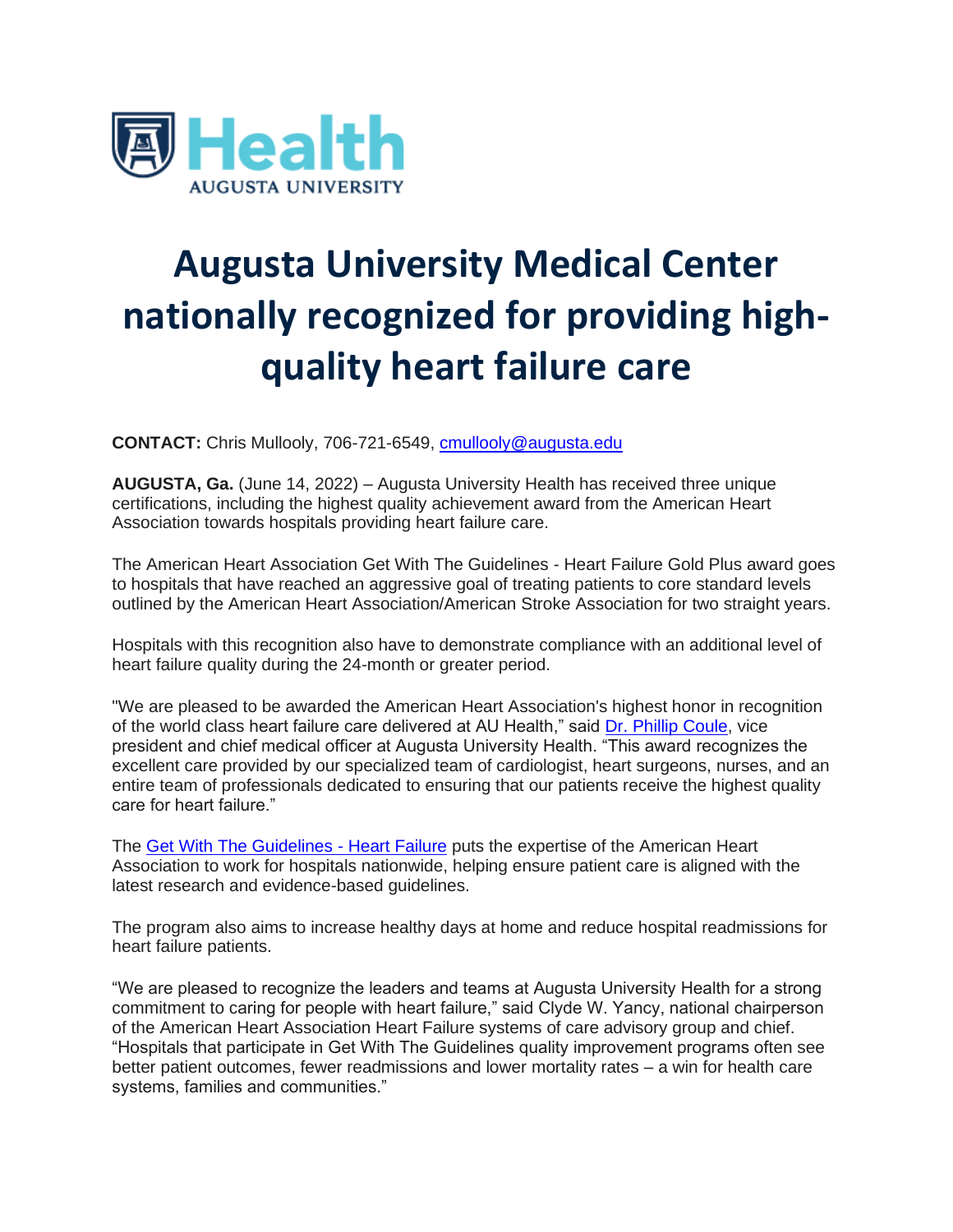Health
AUGUSTA UNIVERSITY

# Augusta University Medical Center nationally recognized for providing high-quality heart failure care

**CONTACT:** Chris Mullooly, 706-721-6549, cmullooly@augusta.edu

**AUGUSTA, Ga.** (June 14, 2022) – Augusta University Health has received three unique certifications, including the highest quality achievement award from the American Heart Association towards hospitals providing heart failure care.

The American Heart Association Get With The Guidelines - Heart Failure Gold Plus award goes to hospitals that have reached an aggressive goal of treating patients to core standard levels outlined by the American Heart Association/American Stroke Association for two straight years.

Hospitals with this recognition also have to demonstrate compliance with an additional level of heart failure quality during the 24-month or greater period.

"We are pleased to be awarded the American Heart Association's highest honor in recognition of the world class heart failure care delivered at AU Health," said Dr. Phillip Coule, vice president and chief medical officer at Augusta University Health. "This award recognizes the excellent care provided by our specialized team of cardiologist, heart surgeons, nurses, and an entire team of professionals dedicated to ensuring that our patients receive the highest quality care for heart failure."

The Get With The Guidelines - Heart Failure puts the expertise of the American Heart Association to work for hospitals nationwide, helping ensure patient care is aligned with the latest research and evidence-based guidelines.

The program also aims to increase healthy days at home and reduce hospital readmissions for heart failure patients.

"We are pleased to recognize the leaders and teams at Augusta University Health for a strong commitment to caring for people with heart failure," said Clyde W. Yancy, national chairperson of the American Heart Association Heart Failure systems of care advisory group and chief. "Hospitals that participate in Get With The Guidelines quality improvement programs often see better patient outcomes, fewer readmissions and lower mortality rates – a win for health care systems, families and communities."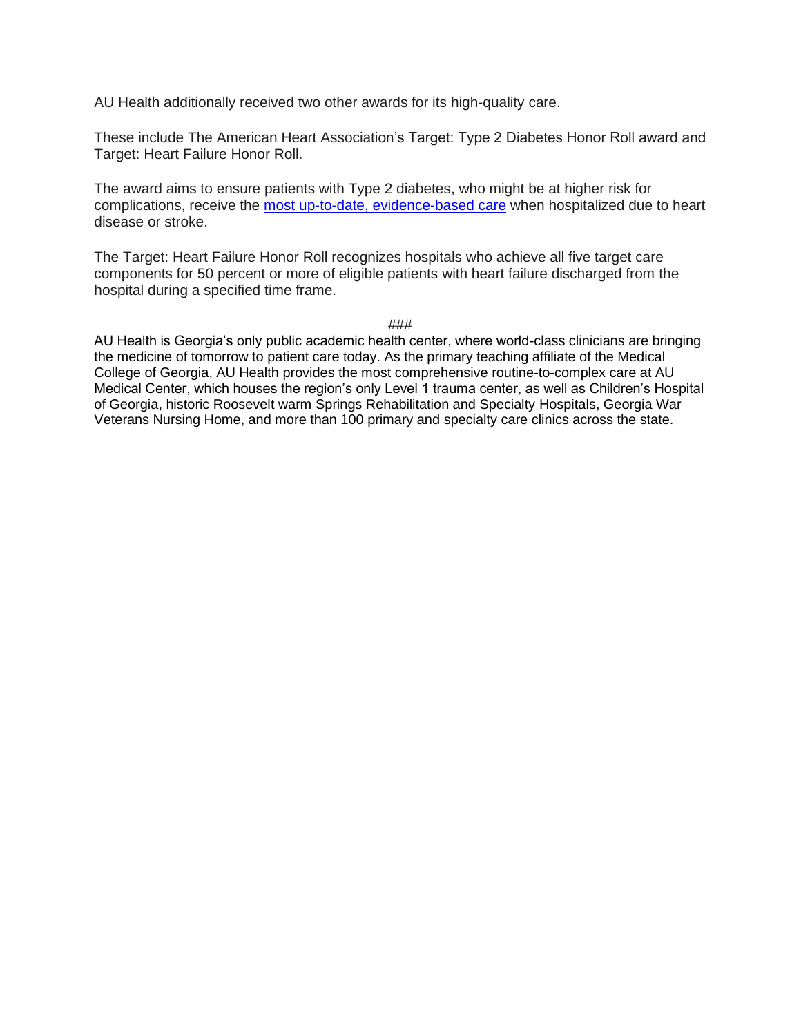AU Health additionally received two other awards for its high-quality care.

These include The American Heart Association's Target: Type 2 Diabetes Honor Roll award and Target: Heart Failure Honor Roll.

The award aims to ensure patients with Type 2 diabetes, who might be at higher risk for complications, receive the most up-to-date, evidence-based care when hospitalized due to heart disease or stroke.

The Target: Heart Failure Honor Roll recognizes hospitals who achieve all five target care components for 50 percent or more of eligible patients with heart failure discharged from the hospital during a specified time frame.

###

AU Health is Georgia's only public academic health center, where world-class clinicians are bringing the medicine of tomorrow to patient care today. As the primary teaching affiliate of the Medical College of Georgia, AU Health provides the most comprehensive routine-to-complex care at AU Medical Center, which houses the region's only Level 1 trauma center, as well as Children's Hospital of Georgia, historic Roosevelt warm Springs Rehabilitation and Specialty Hospitals, Georgia War Veterans Nursing Home, and more than 100 primary and specialty care clinics across the state.